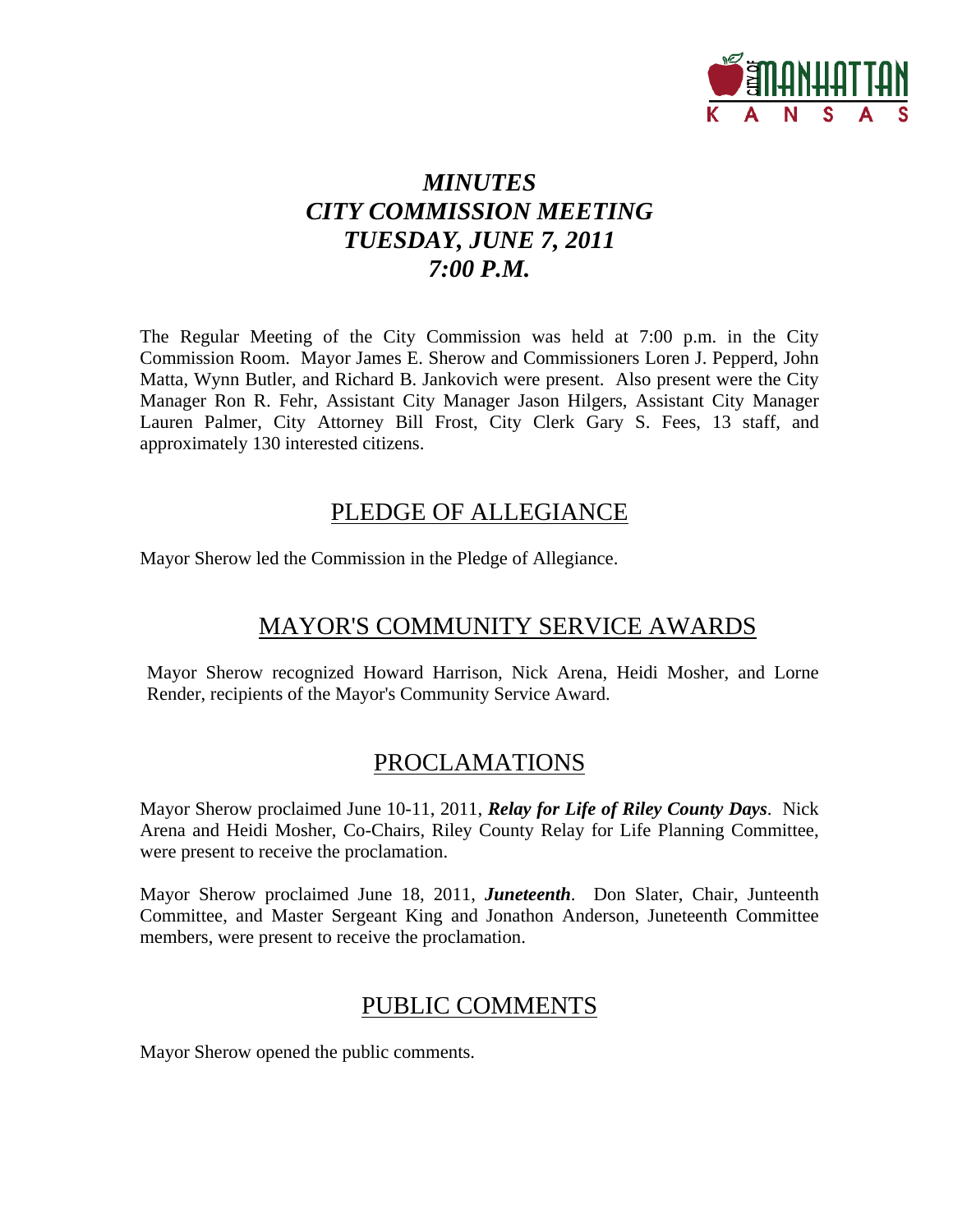# *MINUTES*
# *CITY COMMISSION MEETING*
# *TUESDAY, JUNE 7, 2011*
# *7:00 P.M.*

The Regular Meeting of the City Commission was held at 7:00 p.m. in the City Commission Room. Mayor James E. Sherow and Commissioners Loren J. Pepperd, John Matta, Wynn Butler, and Richard B. Jankovich were present. Also present were the City Manager Ron R. Fehr, Assistant City Manager Jason Hilgers, Assistant City Manager Lauren Palmer, City Attorney Bill Frost, City Clerk Gary S. Fees, 13 staff, and approximately 130 interested citizens.

## PLEDGE OF ALLEGIANCE

Mayor Sherow led the Commission in the Pledge of Allegiance.

## MAYOR'S COMMUNITY SERVICE AWARDS

Mayor Sherow recognized Howard Harrison, Nick Arena, Heidi Mosher, and Lorne Render, recipients of the Mayor's Community Service Award.

## PROCLAMATIONS

Mayor Sherow proclaimed June 10-11, 2011, ***Relay for Life of Riley County Days***. Nick Arena and Heidi Mosher, Co-Chairs, Riley County Relay for Life Planning Committee, were present to receive the proclamation.

Mayor Sherow proclaimed June 18, 2011, ***Juneteenth***. Don Slater, Chair, Junteenth Committee, and Master Sergeant King and Jonathon Anderson, Juneteenth Committee members, were present to receive the proclamation.

## PUBLIC COMMENTS

Mayor Sherow opened the public comments.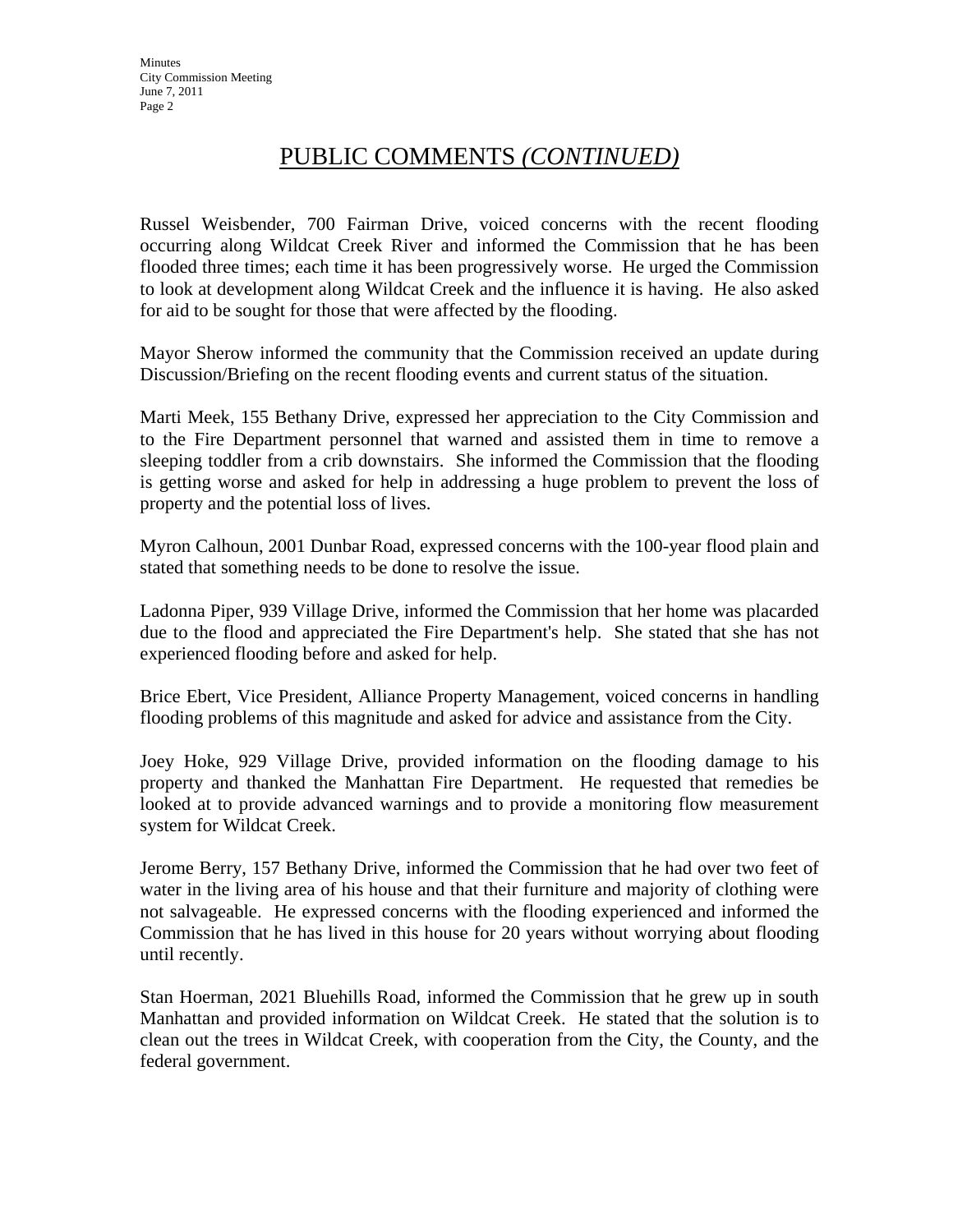# PUBLIC COMMENTS *(CONTINUED)*

Russel Weisbender, 700 Fairman Drive, voiced concerns with the recent flooding occurring along Wildcat Creek River and informed the Commission that he has been flooded three times; each time it has been progressively worse. He urged the Commission to look at development along Wildcat Creek and the influence it is having. He also asked for aid to be sought for those that were affected by the flooding.

Mayor Sherow informed the community that the Commission received an update during Discussion/Briefing on the recent flooding events and current status of the situation.

Marti Meek, 155 Bethany Drive, expressed her appreciation to the City Commission and to the Fire Department personnel that warned and assisted them in time to remove a sleeping toddler from a crib downstairs. She informed the Commission that the flooding is getting worse and asked for help in addressing a huge problem to prevent the loss of property and the potential loss of lives.

Myron Calhoun, 2001 Dunbar Road, expressed concerns with the 100-year flood plain and stated that something needs to be done to resolve the issue.

Ladonna Piper, 939 Village Drive, informed the Commission that her home was placarded due to the flood and appreciated the Fire Department's help. She stated that she has not experienced flooding before and asked for help.

Brice Ebert, Vice President, Alliance Property Management, voiced concerns in handling flooding problems of this magnitude and asked for advice and assistance from the City.

Joey Hoke, 929 Village Drive, provided information on the flooding damage to his property and thanked the Manhattan Fire Department. He requested that remedies be looked at to provide advanced warnings and to provide a monitoring flow measurement system for Wildcat Creek.

Jerome Berry, 157 Bethany Drive, informed the Commission that he had over two feet of water in the living area of his house and that their furniture and majority of clothing were not salvageable. He expressed concerns with the flooding experienced and informed the Commission that he has lived in this house for 20 years without worrying about flooding until recently.

Stan Hoerman, 2021 Bluehills Road, informed the Commission that he grew up in south Manhattan and provided information on Wildcat Creek. He stated that the solution is to clean out the trees in Wildcat Creek, with cooperation from the City, the County, and the federal government.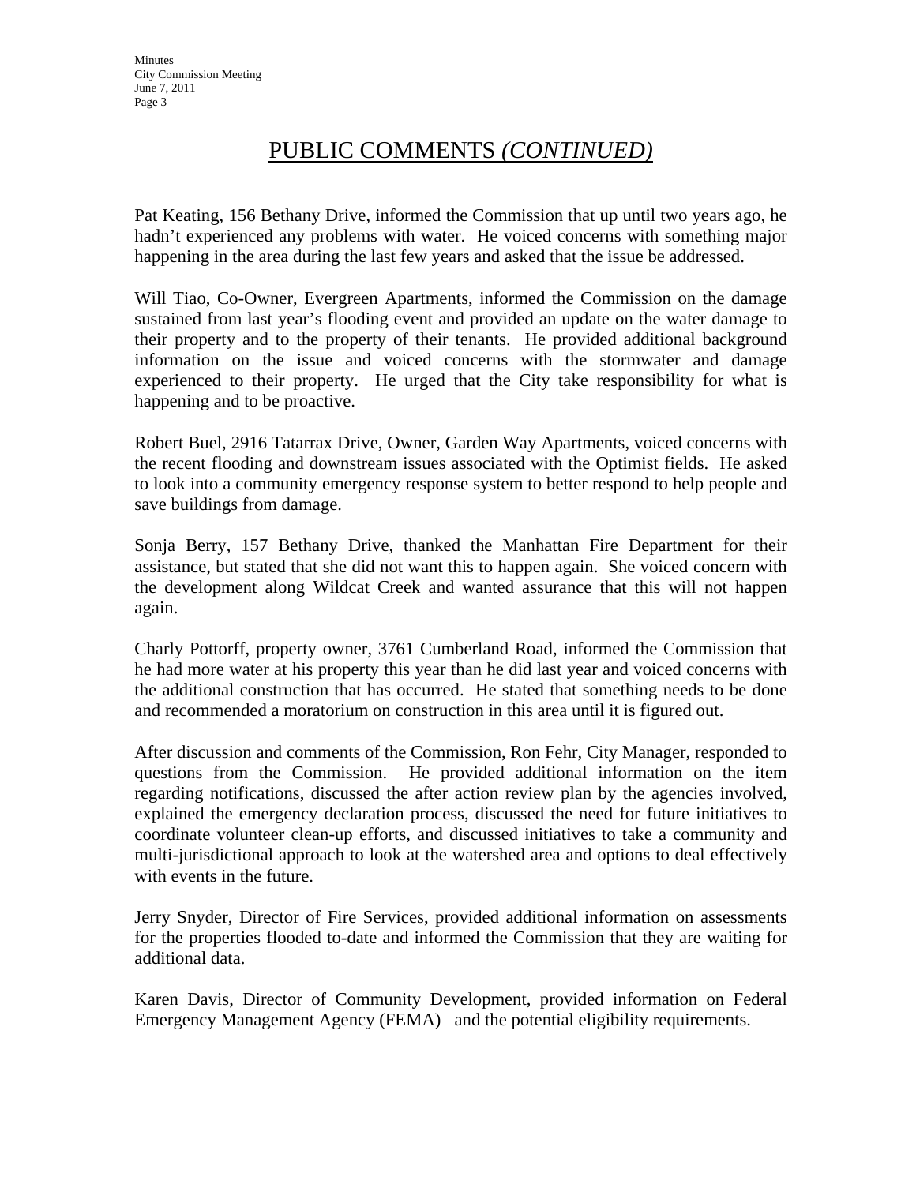# PUBLIC COMMENTS *(CONTINUED)*

Pat Keating, 156 Bethany Drive, informed the Commission that up until two years ago, he hadn't experienced any problems with water. He voiced concerns with something major happening in the area during the last few years and asked that the issue be addressed.

Will Tiao, Co-Owner, Evergreen Apartments, informed the Commission on the damage sustained from last year's flooding event and provided an update on the water damage to their property and to the property of their tenants. He provided additional background information on the issue and voiced concerns with the stormwater and damage experienced to their property. He urged that the City take responsibility for what is happening and to be proactive.

Robert Buel, 2916 Tatarrax Drive, Owner, Garden Way Apartments, voiced concerns with the recent flooding and downstream issues associated with the Optimist fields. He asked to look into a community emergency response system to better respond to help people and save buildings from damage.

Sonja Berry, 157 Bethany Drive, thanked the Manhattan Fire Department for their assistance, but stated that she did not want this to happen again. She voiced concern with the development along Wildcat Creek and wanted assurance that this will not happen again.

Charly Pottorff, property owner, 3761 Cumberland Road, informed the Commission that he had more water at his property this year than he did last year and voiced concerns with the additional construction that has occurred. He stated that something needs to be done and recommended a moratorium on construction in this area until it is figured out.

After discussion and comments of the Commission, Ron Fehr, City Manager, responded to questions from the Commission. He provided additional information on the item regarding notifications, discussed the after action review plan by the agencies involved, explained the emergency declaration process, discussed the need for future initiatives to coordinate volunteer clean-up efforts, and discussed initiatives to take a community and multi-jurisdictional approach to look at the watershed area and options to deal effectively with events in the future.

Jerry Snyder, Director of Fire Services, provided additional information on assessments for the properties flooded to-date and informed the Commission that they are waiting for additional data.

Karen Davis, Director of Community Development, provided information on Federal Emergency Management Agency (FEMA) and the potential eligibility requirements.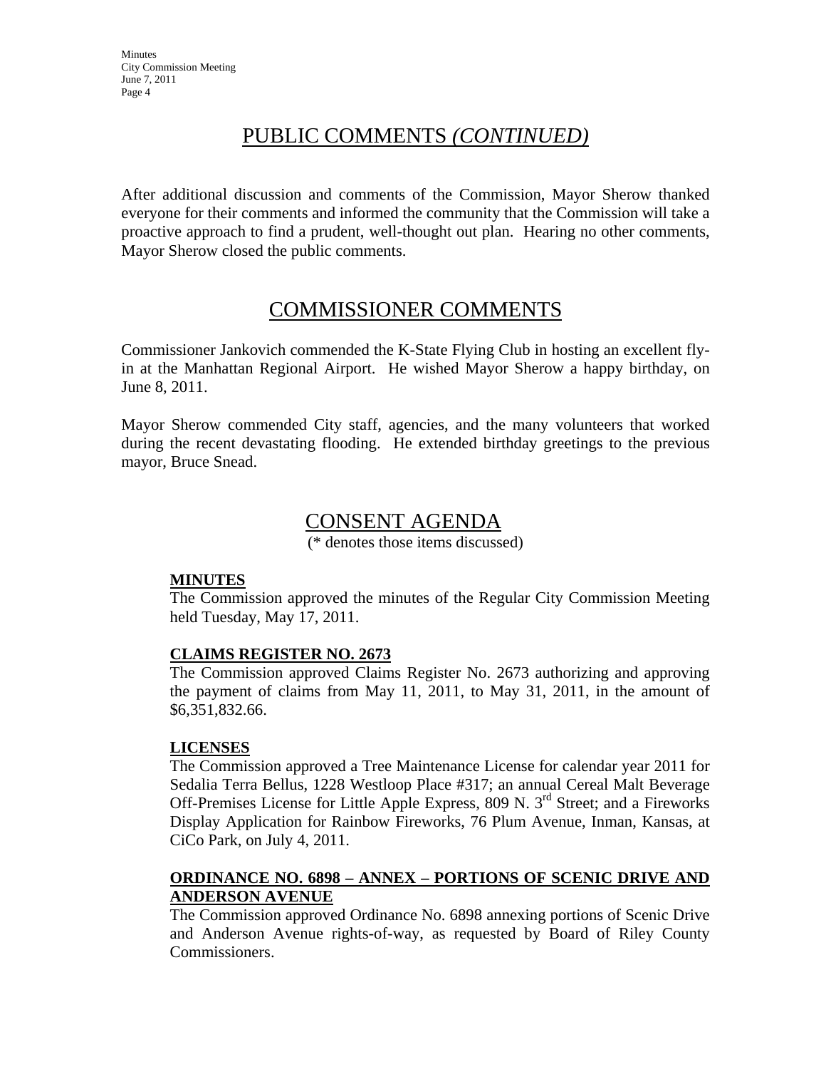# PUBLIC COMMENTS *(CONTINUED)*

After additional discussion and comments of the Commission, Mayor Sherow thanked everyone for their comments and informed the community that the Commission will take a proactive approach to find a prudent, well-thought out plan. Hearing no other comments, Mayor Sherow closed the public comments.

# COMMISSIONER COMMENTS

Commissioner Jankovich commended the K-State Flying Club in hosting an excellent fly-in at the Manhattan Regional Airport. He wished Mayor Sherow a happy birthday, on June 8, 2011.

Mayor Sherow commended City staff, agencies, and the many volunteers that worked during the recent devastating flooding. He extended birthday greetings to the previous mayor, Bruce Snead.

# CONSENT AGENDA

(* denotes those items discussed)

**MINUTES**

The Commission approved the minutes of the Regular City Commission Meeting held Tuesday, May 17, 2011.

**CLAIMS REGISTER NO. 2673**

The Commission approved Claims Register No. 2673 authorizing and approving the payment of claims from May 11, 2011, to May 31, 2011, in the amount of $6,351,832.66.

**LICENSES**

The Commission approved a Tree Maintenance License for calendar year 2011 for Sedalia Terra Bellus, 1228 Westloop Place #317; an annual Cereal Malt Beverage Off-Premises License for Little Apple Express, 809 N. 3rd Street; and a Fireworks Display Application for Rainbow Fireworks, 76 Plum Avenue, Inman, Kansas, at CiCo Park, on July 4, 2011.

**ORDINANCE NO. 6898 – ANNEX – PORTIONS OF SCENIC DRIVE AND ANDERSON AVENUE**

The Commission approved Ordinance No. 6898 annexing portions of Scenic Drive and Anderson Avenue rights-of-way, as requested by Board of Riley County Commissioners.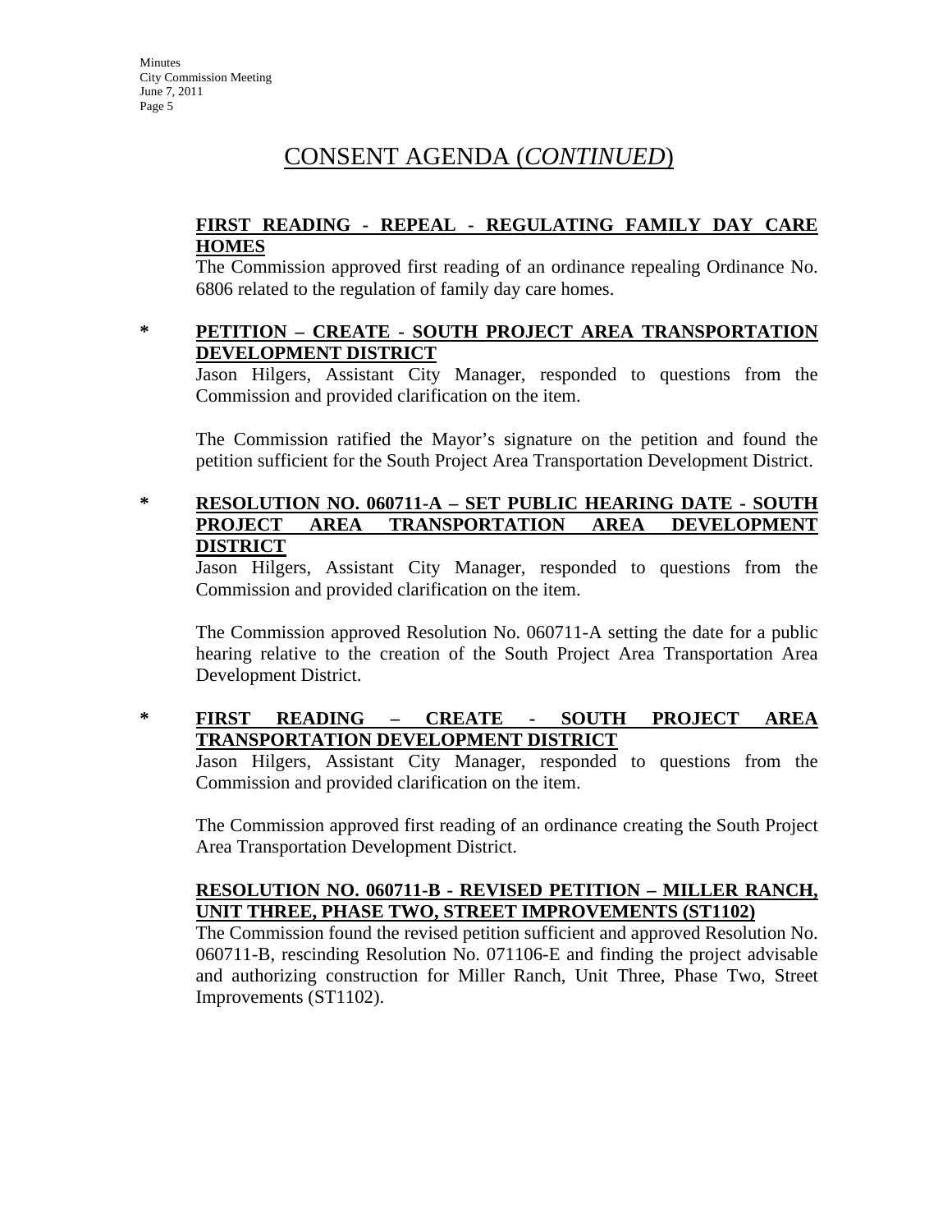# CONSENT AGENDA (*CONTINUED*)

**FIRST READING - REPEAL - REGULATING FAMILY DAY CARE HOMES**

The Commission approved first reading of an ordinance repealing Ordinance No. 6806 related to the regulation of family day care homes.

\* **PETITION – CREATE - SOUTH PROJECT AREA TRANSPORTATION DEVELOPMENT DISTRICT**

Jason Hilgers, Assistant City Manager, responded to questions from the Commission and provided clarification on the item.

The Commission ratified the Mayor's signature on the petition and found the petition sufficient for the South Project Area Transportation Development District.

\* **RESOLUTION NO. 060711-A – SET PUBLIC HEARING DATE - SOUTH PROJECT AREA TRANSPORTATION AREA DEVELOPMENT DISTRICT**

Jason Hilgers, Assistant City Manager, responded to questions from the Commission and provided clarification on the item.

The Commission approved Resolution No. 060711-A setting the date for a public hearing relative to the creation of the South Project Area Transportation Area Development District.

\* **FIRST READING – CREATE - SOUTH PROJECT AREA TRANSPORTATION DEVELOPMENT DISTRICT**

Jason Hilgers, Assistant City Manager, responded to questions from the Commission and provided clarification on the item.

The Commission approved first reading of an ordinance creating the South Project Area Transportation Development District.

**RESOLUTION NO. 060711-B - REVISED PETITION – MILLER RANCH, UNIT THREE, PHASE TWO, STREET IMPROVEMENTS (ST1102)**

The Commission found the revised petition sufficient and approved Resolution No. 060711-B, rescinding Resolution No. 071106-E and finding the project advisable and authorizing construction for Miller Ranch, Unit Three, Phase Two, Street Improvements (ST1102).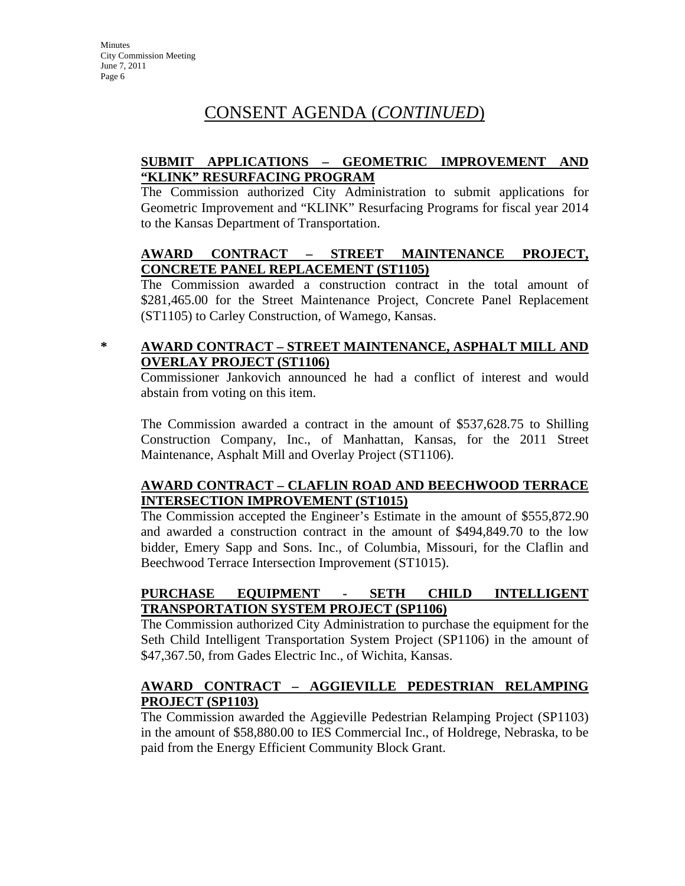# CONSENT AGENDA (*CONTINUED*)

**SUBMIT APPLICATIONS – GEOMETRIC IMPROVEMENT AND "KLINK" RESURFACING PROGRAM**

The Commission authorized City Administration to submit applications for Geometric Improvement and "KLINK" Resurfacing Programs for fiscal year 2014 to the Kansas Department of Transportation.

**AWARD CONTRACT – STREET MAINTENANCE PROJECT, CONCRETE PANEL REPLACEMENT (ST1105)**

The Commission awarded a construction contract in the total amount of $281,465.00 for the Street Maintenance Project, Concrete Panel Replacement (ST1105) to Carley Construction, of Wamego, Kansas.

\* **AWARD CONTRACT – STREET MAINTENANCE, ASPHALT MILL AND OVERLAY PROJECT (ST1106)**

Commissioner Jankovich announced he had a conflict of interest and would abstain from voting on this item.

The Commission awarded a contract in the amount of $537,628.75 to Shilling Construction Company, Inc., of Manhattan, Kansas, for the 2011 Street Maintenance, Asphalt Mill and Overlay Project (ST1106).

**AWARD CONTRACT – CLAFLIN ROAD AND BEECHWOOD TERRACE INTERSECTION IMPROVEMENT (ST1015)**

The Commission accepted the Engineer's Estimate in the amount of $555,872.90 and awarded a construction contract in the amount of $494,849.70 to the low bidder, Emery Sapp and Sons. Inc., of Columbia, Missouri, for the Claflin and Beechwood Terrace Intersection Improvement (ST1015).

**PURCHASE EQUIPMENT - SETH CHILD INTELLIGENT TRANSPORTATION SYSTEM PROJECT (SP1106)**

The Commission authorized City Administration to purchase the equipment for the Seth Child Intelligent Transportation System Project (SP1106) in the amount of $47,367.50, from Gades Electric Inc., of Wichita, Kansas.

**AWARD CONTRACT – AGGIEVILLE PEDESTRIAN RELAMPING PROJECT (SP1103)**

The Commission awarded the Aggieville Pedestrian Relamping Project (SP1103) in the amount of $58,880.00 to IES Commercial Inc., of Holdrege, Nebraska, to be paid from the Energy Efficient Community Block Grant.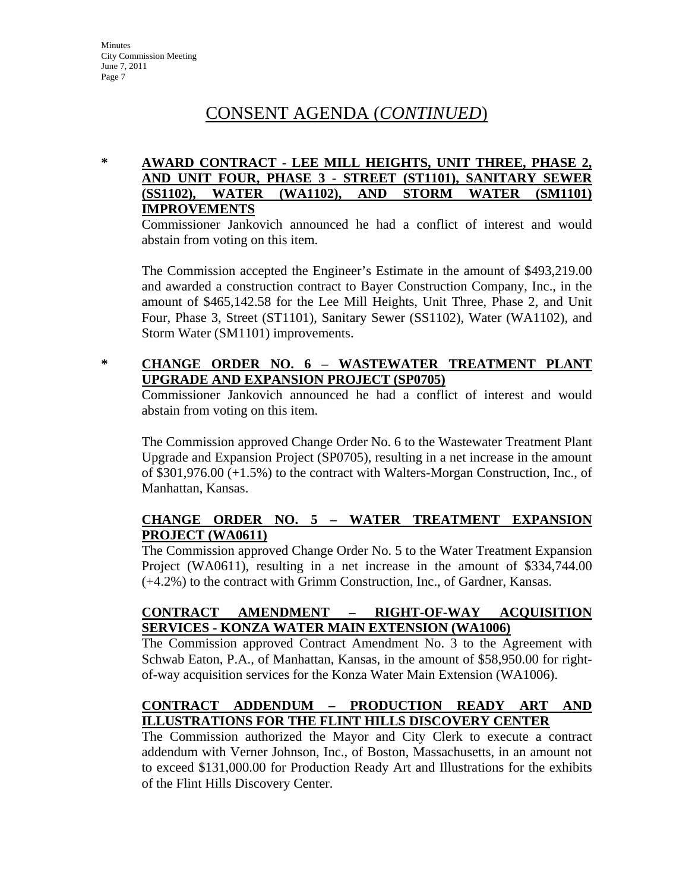# CONSENT AGENDA (*CONTINUED*)

**\* AWARD CONTRACT - LEE MILL HEIGHTS, UNIT THREE, PHASE 2, AND UNIT FOUR, PHASE 3 - STREET (ST1101), SANITARY SEWER (SS1102), WATER (WA1102), AND STORM WATER (SM1101) IMPROVEMENTS**

Commissioner Jankovich announced he had a conflict of interest and would abstain from voting on this item.

The Commission accepted the Engineer's Estimate in the amount of $493,219.00 and awarded a construction contract to Bayer Construction Company, Inc., in the amount of $465,142.58 for the Lee Mill Heights, Unit Three, Phase 2, and Unit Four, Phase 3, Street (ST1101), Sanitary Sewer (SS1102), Water (WA1102), and Storm Water (SM1101) improvements.

**\* CHANGE ORDER NO. 6 – WASTEWATER TREATMENT PLANT UPGRADE AND EXPANSION PROJECT (SP0705)**

Commissioner Jankovich announced he had a conflict of interest and would abstain from voting on this item.

The Commission approved Change Order No. 6 to the Wastewater Treatment Plant Upgrade and Expansion Project (SP0705), resulting in a net increase in the amount of $301,976.00 (+1.5%) to the contract with Walters-Morgan Construction, Inc., of Manhattan, Kansas.

**CHANGE ORDER NO. 5 – WATER TREATMENT EXPANSION PROJECT (WA0611)**

The Commission approved Change Order No. 5 to the Water Treatment Expansion Project (WA0611), resulting in a net increase in the amount of $334,744.00 (+4.2%) to the contract with Grimm Construction, Inc., of Gardner, Kansas.

**CONTRACT AMENDMENT – RIGHT-OF-WAY ACQUISITION SERVICES - KONZA WATER MAIN EXTENSION (WA1006)**

The Commission approved Contract Amendment No. 3 to the Agreement with Schwab Eaton, P.A., of Manhattan, Kansas, in the amount of $58,950.00 for right-of-way acquisition services for the Konza Water Main Extension (WA1006).

**CONTRACT ADDENDUM – PRODUCTION READY ART AND ILLUSTRATIONS FOR THE FLINT HILLS DISCOVERY CENTER**

The Commission authorized the Mayor and City Clerk to execute a contract addendum with Verner Johnson, Inc., of Boston, Massachusetts, in an amount not to exceed $131,000.00 for Production Ready Art and Illustrations for the exhibits of the Flint Hills Discovery Center.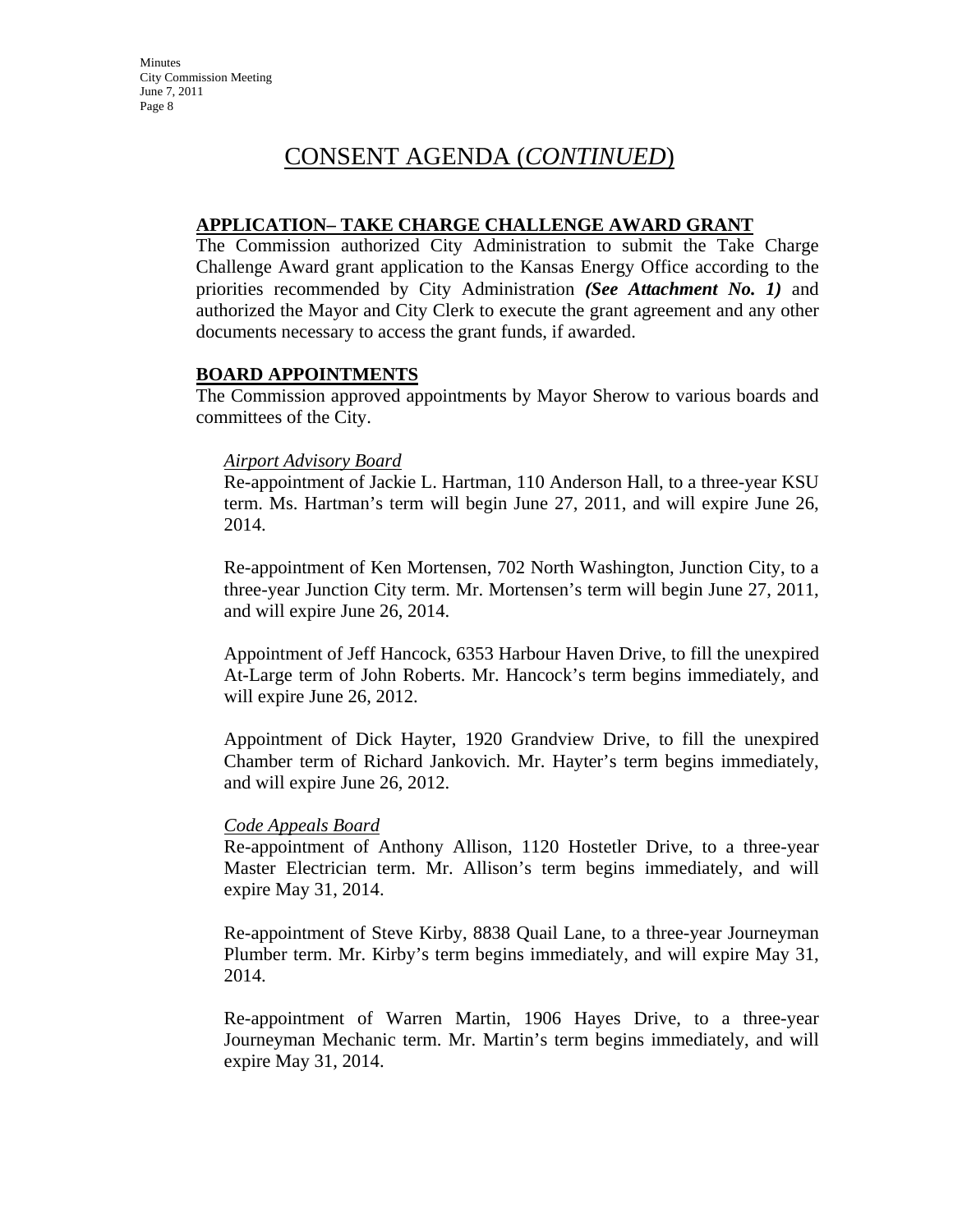# CONSENT AGENDA (*CONTINUED*)

**APPLICATION– TAKE CHARGE CHALLENGE AWARD GRANT**

The Commission authorized City Administration to submit the Take Charge Challenge Award grant application to the Kansas Energy Office according to the priorities recommended by City Administration ***(See Attachment No. 1)*** and authorized the Mayor and City Clerk to execute the grant agreement and any other documents necessary to access the grant funds, if awarded.

**BOARD APPOINTMENTS**

The Commission approved appointments by Mayor Sherow to various boards and committees of the City.

*Airport Advisory Board*

Re-appointment of Jackie L. Hartman, 110 Anderson Hall, to a three-year KSU term. Ms. Hartman's term will begin June 27, 2011, and will expire June 26, 2014.

Re-appointment of Ken Mortensen, 702 North Washington, Junction City, to a three-year Junction City term. Mr. Mortensen's term will begin June 27, 2011, and will expire June 26, 2014.

Appointment of Jeff Hancock, 6353 Harbour Haven Drive, to fill the unexpired At-Large term of John Roberts. Mr. Hancock's term begins immediately, and will expire June 26, 2012.

Appointment of Dick Hayter, 1920 Grandview Drive, to fill the unexpired Chamber term of Richard Jankovich. Mr. Hayter's term begins immediately, and will expire June 26, 2012.

*Code Appeals Board*

Re-appointment of Anthony Allison, 1120 Hostetler Drive, to a three-year Master Electrician term. Mr. Allison's term begins immediately, and will expire May 31, 2014.

Re-appointment of Steve Kirby, 8838 Quail Lane, to a three-year Journeyman Plumber term. Mr. Kirby's term begins immediately, and will expire May 31, 2014.

Re-appointment of Warren Martin, 1906 Hayes Drive, to a three-year Journeyman Mechanic term. Mr. Martin's term begins immediately, and will expire May 31, 2014.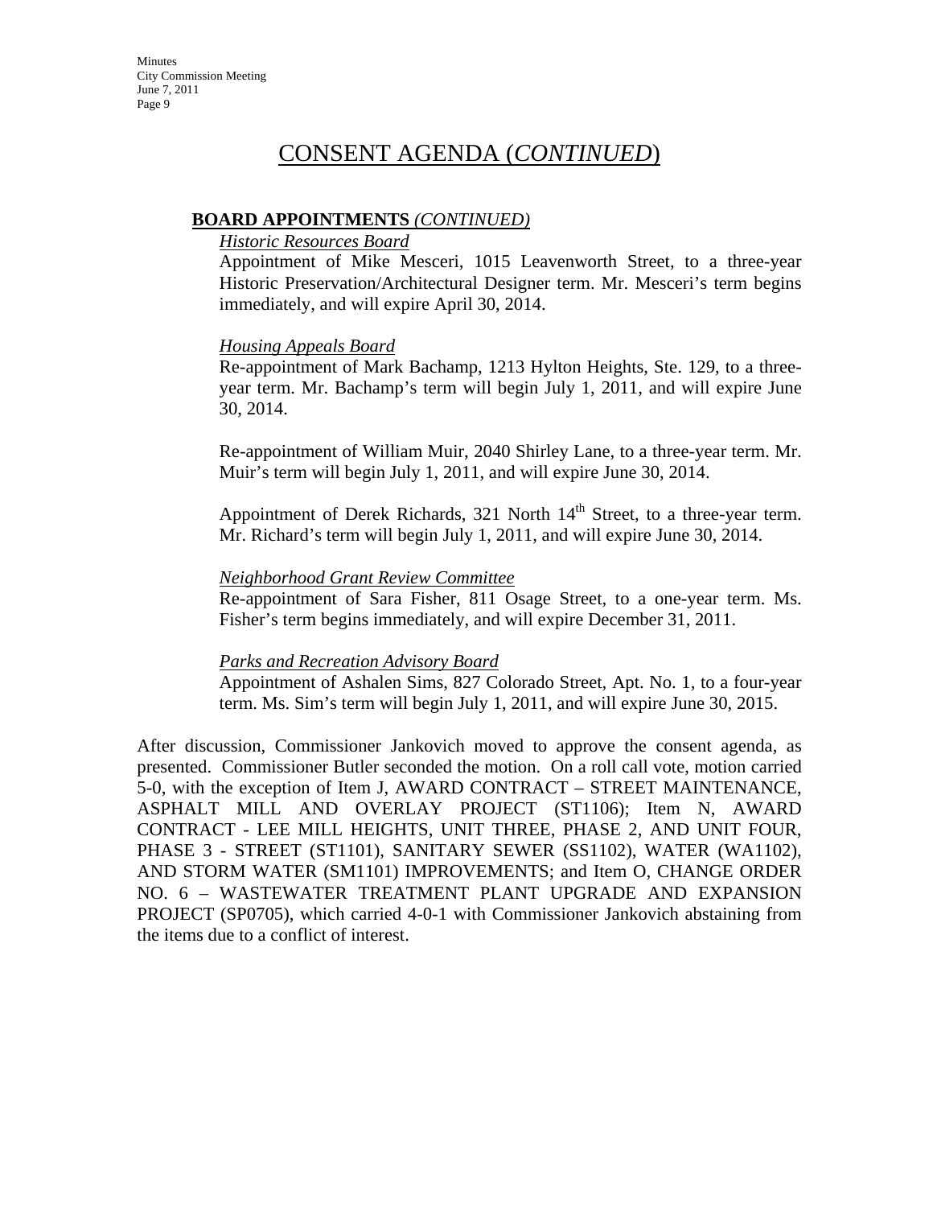# CONSENT AGENDA (*CONTINUED*)

**BOARD APPOINTMENTS** *(CONTINUED)*

*Historic Resources Board*

Appointment of Mike Mesceri, 1015 Leavenworth Street, to a three-year Historic Preservation/Architectural Designer term. Mr. Mesceri's term begins immediately, and will expire April 30, 2014.

*Housing Appeals Board*

Re-appointment of Mark Bachamp, 1213 Hylton Heights, Ste. 129, to a three-year term. Mr. Bachamp's term will begin July 1, 2011, and will expire June 30, 2014.

Re-appointment of William Muir, 2040 Shirley Lane, to a three-year term. Mr. Muir's term will begin July 1, 2011, and will expire June 30, 2014.

Appointment of Derek Richards, 321 North 14th Street, to a three-year term. Mr. Richard's term will begin July 1, 2011, and will expire June 30, 2014.

*Neighborhood Grant Review Committee*

Re-appointment of Sara Fisher, 811 Osage Street, to a one-year term. Ms. Fisher's term begins immediately, and will expire December 31, 2011.

*Parks and Recreation Advisory Board*

Appointment of Ashalen Sims, 827 Colorado Street, Apt. No. 1, to a four-year term. Ms. Sim's term will begin July 1, 2011, and will expire June 30, 2015.

After discussion, Commissioner Jankovich moved to approve the consent agenda, as presented. Commissioner Butler seconded the motion. On a roll call vote, motion carried 5-0, with the exception of Item J, AWARD CONTRACT – STREET MAINTENANCE, ASPHALT MILL AND OVERLAY PROJECT (ST1106); Item N, AWARD CONTRACT - LEE MILL HEIGHTS, UNIT THREE, PHASE 2, AND UNIT FOUR, PHASE 3 - STREET (ST1101), SANITARY SEWER (SS1102), WATER (WA1102), AND STORM WATER (SM1101) IMPROVEMENTS; and Item O, CHANGE ORDER NO. 6 – WASTEWATER TREATMENT PLANT UPGRADE AND EXPANSION PROJECT (SP0705), which carried 4-0-1 with Commissioner Jankovich abstaining from the items due to a conflict of interest.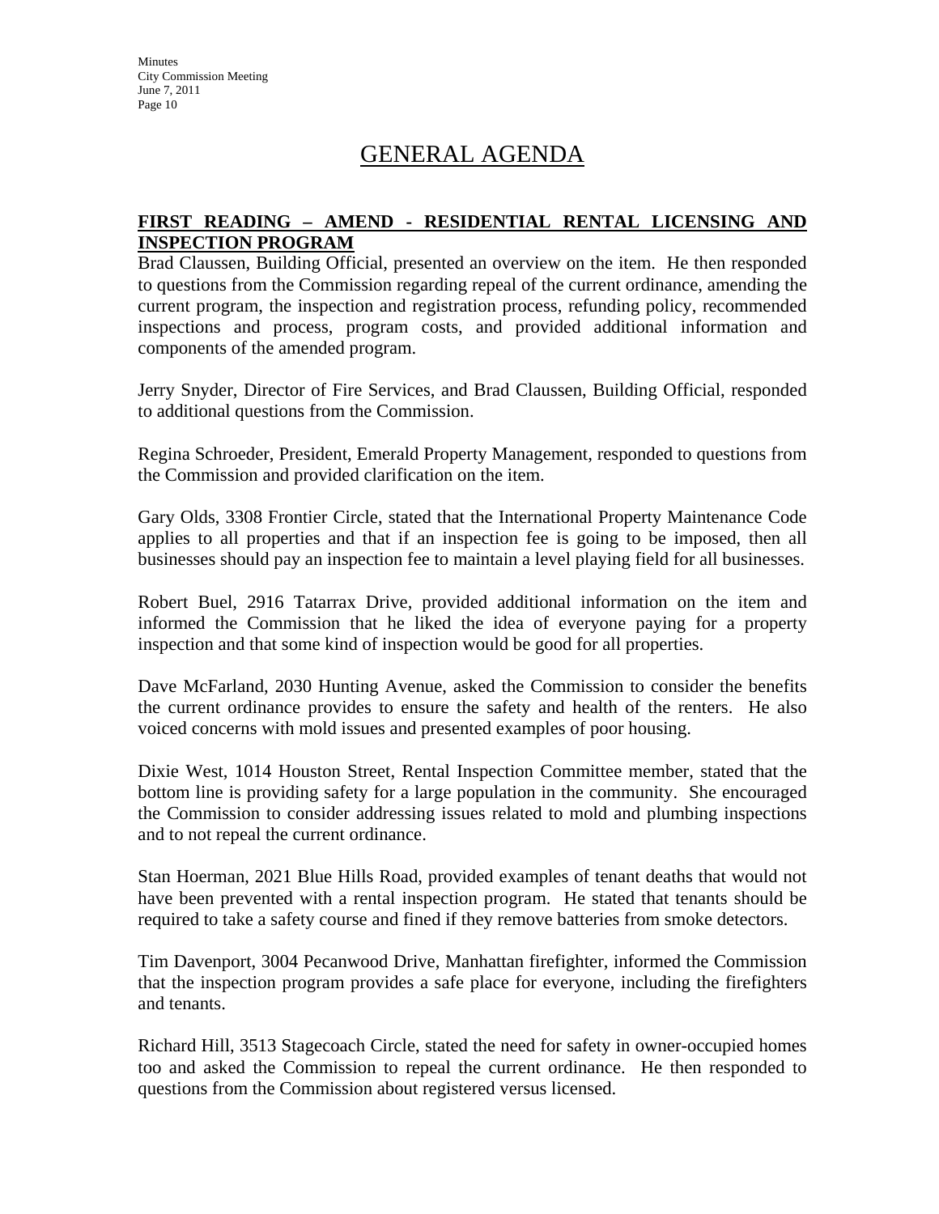# GENERAL AGENDA

**FIRST READING – AMEND - RESIDENTIAL RENTAL LICENSING AND INSPECTION PROGRAM**

Brad Claussen, Building Official, presented an overview on the item. He then responded to questions from the Commission regarding repeal of the current ordinance, amending the current program, the inspection and registration process, refunding policy, recommended inspections and process, program costs, and provided additional information and components of the amended program.

Jerry Snyder, Director of Fire Services, and Brad Claussen, Building Official, responded to additional questions from the Commission.

Regina Schroeder, President, Emerald Property Management, responded to questions from the Commission and provided clarification on the item.

Gary Olds, 3308 Frontier Circle, stated that the International Property Maintenance Code applies to all properties and that if an inspection fee is going to be imposed, then all businesses should pay an inspection fee to maintain a level playing field for all businesses.

Robert Buel, 2916 Tatarrax Drive, provided additional information on the item and informed the Commission that he liked the idea of everyone paying for a property inspection and that some kind of inspection would be good for all properties.

Dave McFarland, 2030 Hunting Avenue, asked the Commission to consider the benefits the current ordinance provides to ensure the safety and health of the renters. He also voiced concerns with mold issues and presented examples of poor housing.

Dixie West, 1014 Houston Street, Rental Inspection Committee member, stated that the bottom line is providing safety for a large population in the community. She encouraged the Commission to consider addressing issues related to mold and plumbing inspections and to not repeal the current ordinance.

Stan Hoerman, 2021 Blue Hills Road, provided examples of tenant deaths that would not have been prevented with a rental inspection program. He stated that tenants should be required to take a safety course and fined if they remove batteries from smoke detectors.

Tim Davenport, 3004 Pecanwood Drive, Manhattan firefighter, informed the Commission that the inspection program provides a safe place for everyone, including the firefighters and tenants.

Richard Hill, 3513 Stagecoach Circle, stated the need for safety in owner-occupied homes too and asked the Commission to repeal the current ordinance. He then responded to questions from the Commission about registered versus licensed.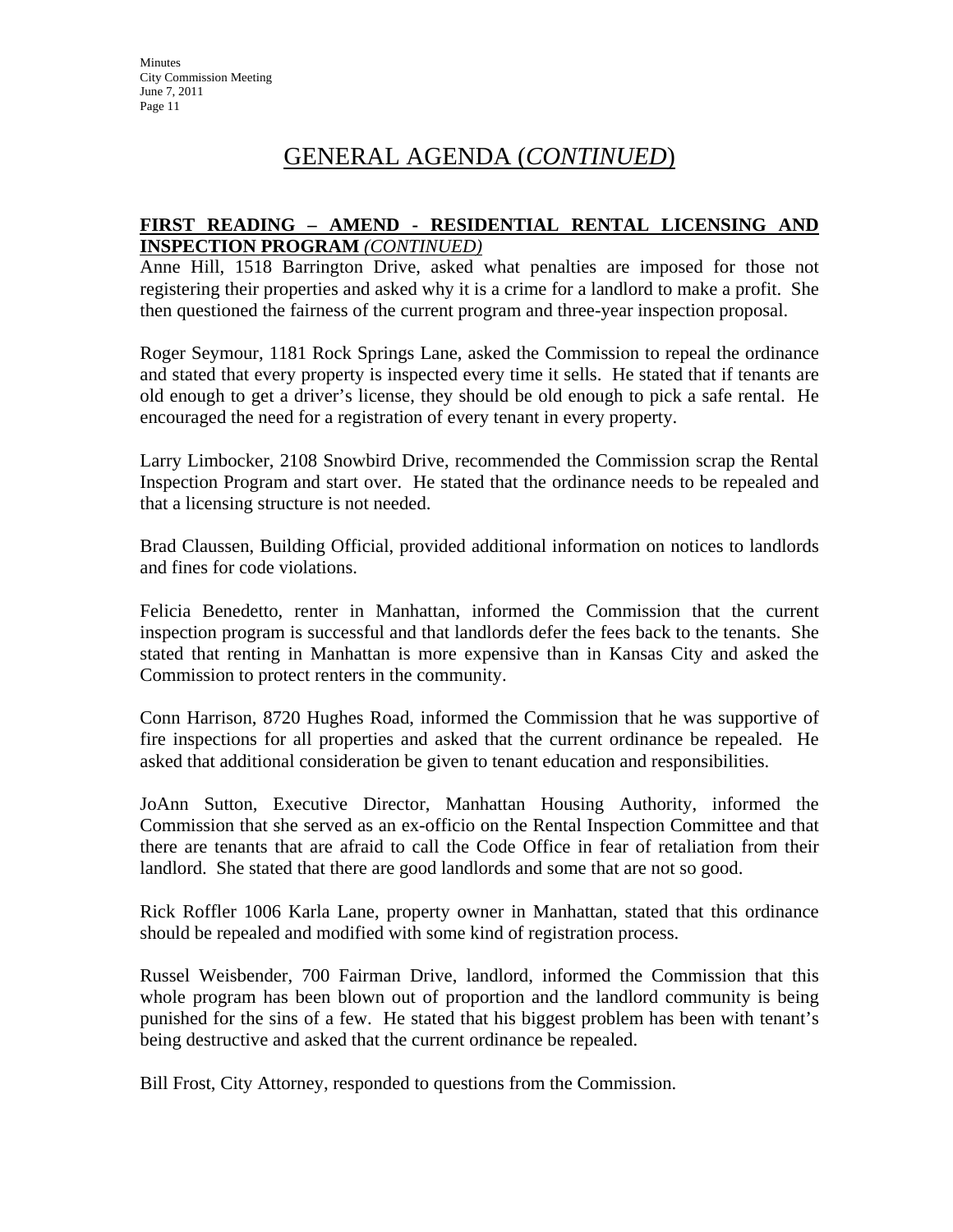# GENERAL AGENDA (*CONTINUED*)

**FIRST READING – AMEND - RESIDENTIAL RENTAL LICENSING AND INSPECTION PROGRAM** ***(CONTINUED)***

Anne Hill, 1518 Barrington Drive, asked what penalties are imposed for those not registering their properties and asked why it is a crime for a landlord to make a profit. She then questioned the fairness of the current program and three-year inspection proposal.

Roger Seymour, 1181 Rock Springs Lane, asked the Commission to repeal the ordinance and stated that every property is inspected every time it sells. He stated that if tenants are old enough to get a driver's license, they should be old enough to pick a safe rental. He encouraged the need for a registration of every tenant in every property.

Larry Limbocker, 2108 Snowbird Drive, recommended the Commission scrap the Rental Inspection Program and start over. He stated that the ordinance needs to be repealed and that a licensing structure is not needed.

Brad Claussen, Building Official, provided additional information on notices to landlords and fines for code violations.

Felicia Benedetto, renter in Manhattan, informed the Commission that the current inspection program is successful and that landlords defer the fees back to the tenants. She stated that renting in Manhattan is more expensive than in Kansas City and asked the Commission to protect renters in the community.

Conn Harrison, 8720 Hughes Road, informed the Commission that he was supportive of fire inspections for all properties and asked that the current ordinance be repealed. He asked that additional consideration be given to tenant education and responsibilities.

JoAnn Sutton, Executive Director, Manhattan Housing Authority, informed the Commission that she served as an ex-officio on the Rental Inspection Committee and that there are tenants that are afraid to call the Code Office in fear of retaliation from their landlord. She stated that there are good landlords and some that are not so good.

Rick Roffler 1006 Karla Lane, property owner in Manhattan, stated that this ordinance should be repealed and modified with some kind of registration process.

Russel Weisbender, 700 Fairman Drive, landlord, informed the Commission that this whole program has been blown out of proportion and the landlord community is being punished for the sins of a few. He stated that his biggest problem has been with tenant's being destructive and asked that the current ordinance be repealed.

Bill Frost, City Attorney, responded to questions from the Commission.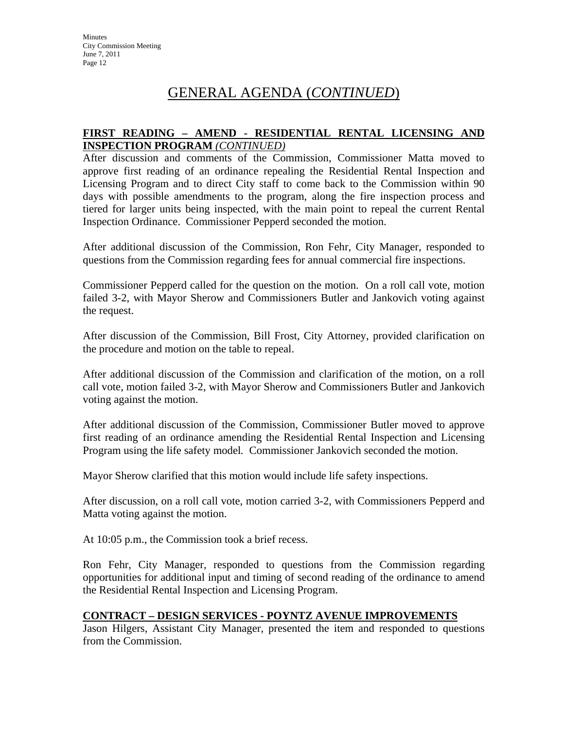# GENERAL AGENDA (*CONTINUED*)

**FIRST READING – AMEND - RESIDENTIAL RENTAL LICENSING AND INSPECTION PROGRAM** ***(CONTINUED)***

After discussion and comments of the Commission, Commissioner Matta moved to approve first reading of an ordinance repealing the Residential Rental Inspection and Licensing Program and to direct City staff to come back to the Commission within 90 days with possible amendments to the program, along the fire inspection process and tiered for larger units being inspected, with the main point to repeal the current Rental Inspection Ordinance. Commissioner Pepperd seconded the motion.

After additional discussion of the Commission, Ron Fehr, City Manager, responded to questions from the Commission regarding fees for annual commercial fire inspections.

Commissioner Pepperd called for the question on the motion. On a roll call vote, motion failed 3-2, with Mayor Sherow and Commissioners Butler and Jankovich voting against the request.

After discussion of the Commission, Bill Frost, City Attorney, provided clarification on the procedure and motion on the table to repeal.

After additional discussion of the Commission and clarification of the motion, on a roll call vote, motion failed 3-2, with Mayor Sherow and Commissioners Butler and Jankovich voting against the motion.

After additional discussion of the Commission, Commissioner Butler moved to approve first reading of an ordinance amending the Residential Rental Inspection and Licensing Program using the life safety model. Commissioner Jankovich seconded the motion.

Mayor Sherow clarified that this motion would include life safety inspections.

After discussion, on a roll call vote, motion carried 3-2, with Commissioners Pepperd and Matta voting against the motion.

At 10:05 p.m., the Commission took a brief recess.

Ron Fehr, City Manager, responded to questions from the Commission regarding opportunities for additional input and timing of second reading of the ordinance to amend the Residential Rental Inspection and Licensing Program.

**CONTRACT – DESIGN SERVICES - POYNTZ AVENUE IMPROVEMENTS**

Jason Hilgers, Assistant City Manager, presented the item and responded to questions from the Commission.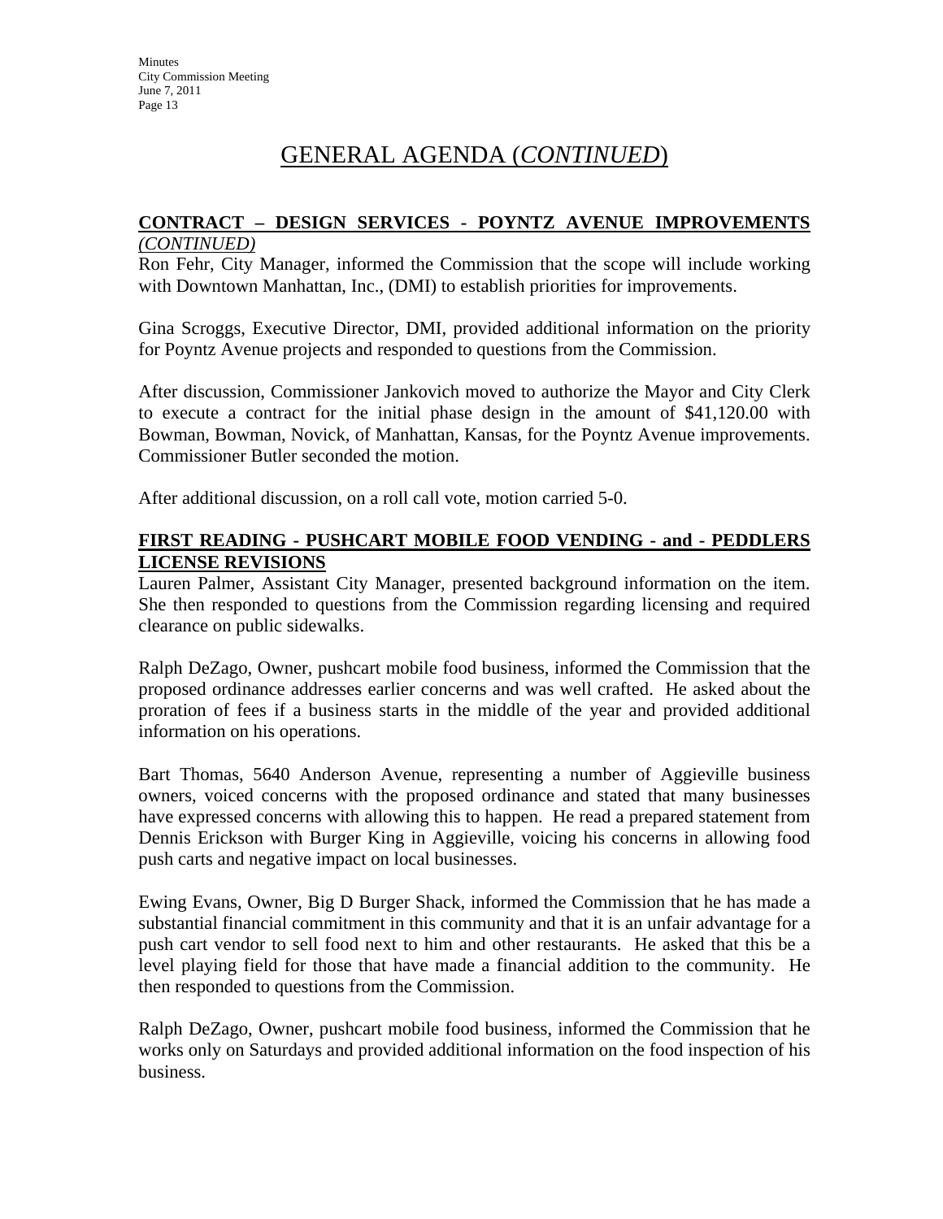# GENERAL AGENDA (*CONTINUED*)

## CONTRACT – DESIGN SERVICES - POYNTZ AVENUE IMPROVEMENTS *(CONTINUED)*

Ron Fehr, City Manager, informed the Commission that the scope will include working with Downtown Manhattan, Inc., (DMI) to establish priorities for improvements.

Gina Scroggs, Executive Director, DMI, provided additional information on the priority for Poyntz Avenue projects and responded to questions from the Commission.

After discussion, Commissioner Jankovich moved to authorize the Mayor and City Clerk to execute a contract for the initial phase design in the amount of $41,120.00 with Bowman, Bowman, Novick, of Manhattan, Kansas, for the Poyntz Avenue improvements. Commissioner Butler seconded the motion.

After additional discussion, on a roll call vote, motion carried 5-0.

## FIRST READING - PUSHCART MOBILE FOOD VENDING - and - PEDDLERS LICENSE REVISIONS

Lauren Palmer, Assistant City Manager, presented background information on the item. She then responded to questions from the Commission regarding licensing and required clearance on public sidewalks.

Ralph DeZago, Owner, pushcart mobile food business, informed the Commission that the proposed ordinance addresses earlier concerns and was well crafted. He asked about the proration of fees if a business starts in the middle of the year and provided additional information on his operations.

Bart Thomas, 5640 Anderson Avenue, representing a number of Aggieville business owners, voiced concerns with the proposed ordinance and stated that many businesses have expressed concerns with allowing this to happen. He read a prepared statement from Dennis Erickson with Burger King in Aggieville, voicing his concerns in allowing food push carts and negative impact on local businesses.

Ewing Evans, Owner, Big D Burger Shack, informed the Commission that he has made a substantial financial commitment in this community and that it is an unfair advantage for a push cart vendor to sell food next to him and other restaurants. He asked that this be a level playing field for those that have made a financial addition to the community. He then responded to questions from the Commission.

Ralph DeZago, Owner, pushcart mobile food business, informed the Commission that he works only on Saturdays and provided additional information on the food inspection of his business.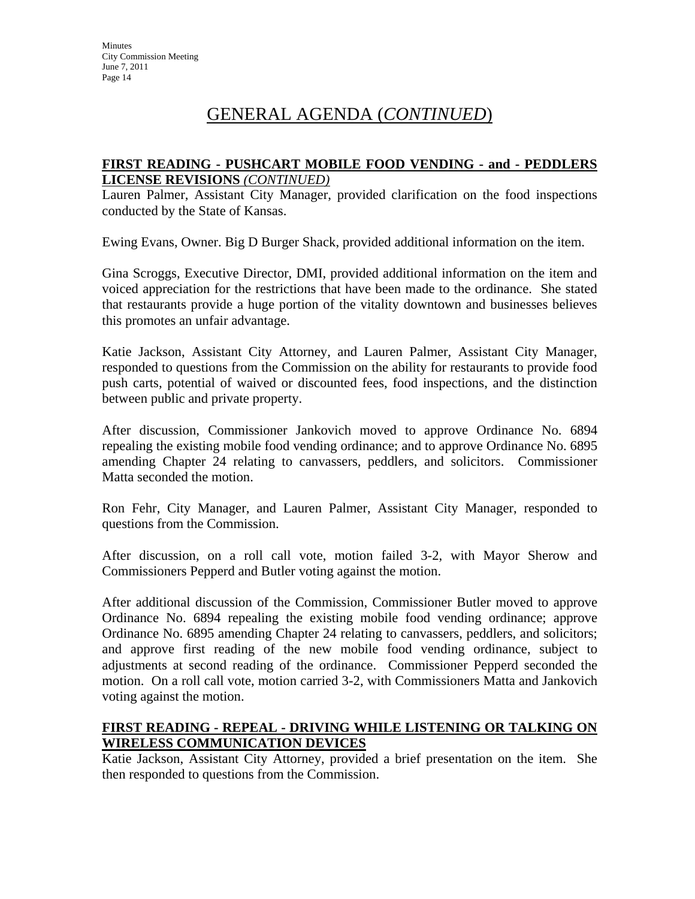# GENERAL AGENDA (*CONTINUED*)

**FIRST READING - PUSHCART MOBILE FOOD VENDING - and - PEDDLERS LICENSE REVISIONS *(CONTINUED)***

Lauren Palmer, Assistant City Manager, provided clarification on the food inspections conducted by the State of Kansas.

Ewing Evans, Owner. Big D Burger Shack, provided additional information on the item.

Gina Scroggs, Executive Director, DMI, provided additional information on the item and voiced appreciation for the restrictions that have been made to the ordinance. She stated that restaurants provide a huge portion of the vitality downtown and businesses believes this promotes an unfair advantage.

Katie Jackson, Assistant City Attorney, and Lauren Palmer, Assistant City Manager, responded to questions from the Commission on the ability for restaurants to provide food push carts, potential of waived or discounted fees, food inspections, and the distinction between public and private property.

After discussion, Commissioner Jankovich moved to approve Ordinance No. 6894 repealing the existing mobile food vending ordinance; and to approve Ordinance No. 6895 amending Chapter 24 relating to canvassers, peddlers, and solicitors. Commissioner Matta seconded the motion.

Ron Fehr, City Manager, and Lauren Palmer, Assistant City Manager, responded to questions from the Commission.

After discussion, on a roll call vote, motion failed 3-2, with Mayor Sherow and Commissioners Pepperd and Butler voting against the motion.

After additional discussion of the Commission, Commissioner Butler moved to approve Ordinance No. 6894 repealing the existing mobile food vending ordinance; approve Ordinance No. 6895 amending Chapter 24 relating to canvassers, peddlers, and solicitors; and approve first reading of the new mobile food vending ordinance, subject to adjustments at second reading of the ordinance. Commissioner Pepperd seconded the motion. On a roll call vote, motion carried 3-2, with Commissioners Matta and Jankovich voting against the motion.

**FIRST READING - REPEAL - DRIVING WHILE LISTENING OR TALKING ON WIRELESS COMMUNICATION DEVICES**

Katie Jackson, Assistant City Attorney, provided a brief presentation on the item. She then responded to questions from the Commission.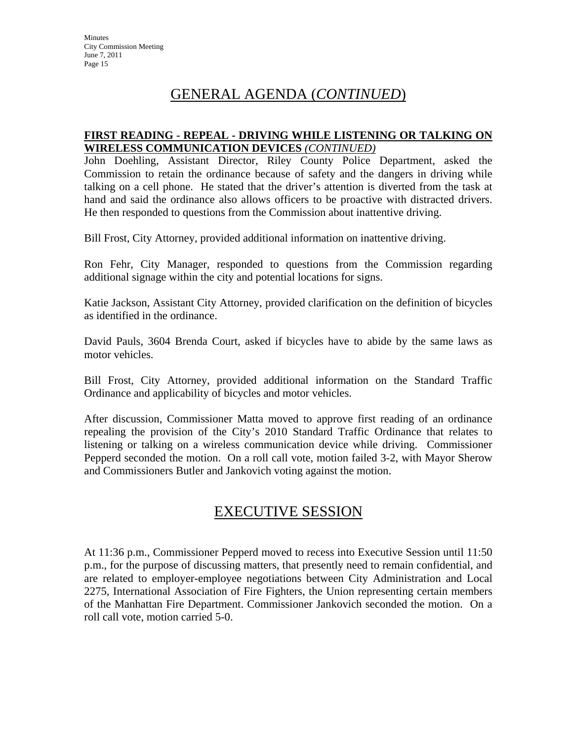# GENERAL AGENDA (*CONTINUED*)

**FIRST READING - REPEAL - DRIVING WHILE LISTENING OR TALKING ON WIRELESS COMMUNICATION DEVICES** ***(CONTINUED)***

John Doehling, Assistant Director, Riley County Police Department, asked the Commission to retain the ordinance because of safety and the dangers in driving while talking on a cell phone. He stated that the driver's attention is diverted from the task at hand and said the ordinance also allows officers to be proactive with distracted drivers. He then responded to questions from the Commission about inattentive driving.

Bill Frost, City Attorney, provided additional information on inattentive driving.

Ron Fehr, City Manager, responded to questions from the Commission regarding additional signage within the city and potential locations for signs.

Katie Jackson, Assistant City Attorney, provided clarification on the definition of bicycles as identified in the ordinance.

David Pauls, 3604 Brenda Court, asked if bicycles have to abide by the same laws as motor vehicles.

Bill Frost, City Attorney, provided additional information on the Standard Traffic Ordinance and applicability of bicycles and motor vehicles.

After discussion, Commissioner Matta moved to approve first reading of an ordinance repealing the provision of the City's 2010 Standard Traffic Ordinance that relates to listening or talking on a wireless communication device while driving. Commissioner Pepperd seconded the motion. On a roll call vote, motion failed 3-2, with Mayor Sherow and Commissioners Butler and Jankovich voting against the motion.

# EXECUTIVE SESSION

At 11:36 p.m., Commissioner Pepperd moved to recess into Executive Session until 11:50 p.m., for the purpose of discussing matters, that presently need to remain confidential, and are related to employer-employee negotiations between City Administration and Local 2275, International Association of Fire Fighters, the Union representing certain members of the Manhattan Fire Department. Commissioner Jankovich seconded the motion. On a roll call vote, motion carried 5-0.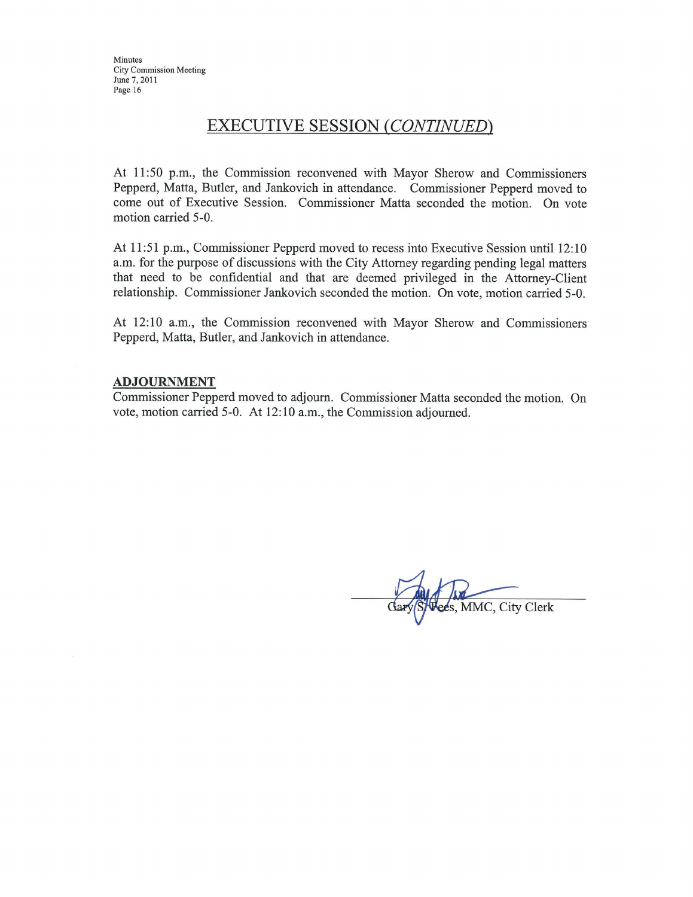## EXECUTIVE SESSION *(CONTINUED)*

At 11:50 p.m., the Commission reconvened with Mayor Sherow and Commissioners Pepperd, Matta, Butler, and Jankovich in attendance. Commissioner Pepperd moved to come out of Executive Session. Commissioner Matta seconded the motion. On vote motion carried 5-0.

At 11:51 p.m., Commissioner Pepperd moved to recess into Executive Session until 12:10 a.m. for the purpose of discussions with the City Attorney regarding pending legal matters that need to be confidential and that are deemed privileged in the Attorney-Client relationship. Commissioner Jankovich seconded the motion. On vote, motion carried 5-0.

At 12:10 a.m., the Commission reconvened with Mayor Sherow and Commissioners Pepperd, Matta, Butler, and Jankovich in attendance.

**ADJOURNMENT**

Commissioner Pepperd moved to adjourn. Commissioner Matta seconded the motion. On vote, motion carried 5-0. At 12:10 a.m., the Commission adjourned.

Gary S. Fees, MMC, City Clerk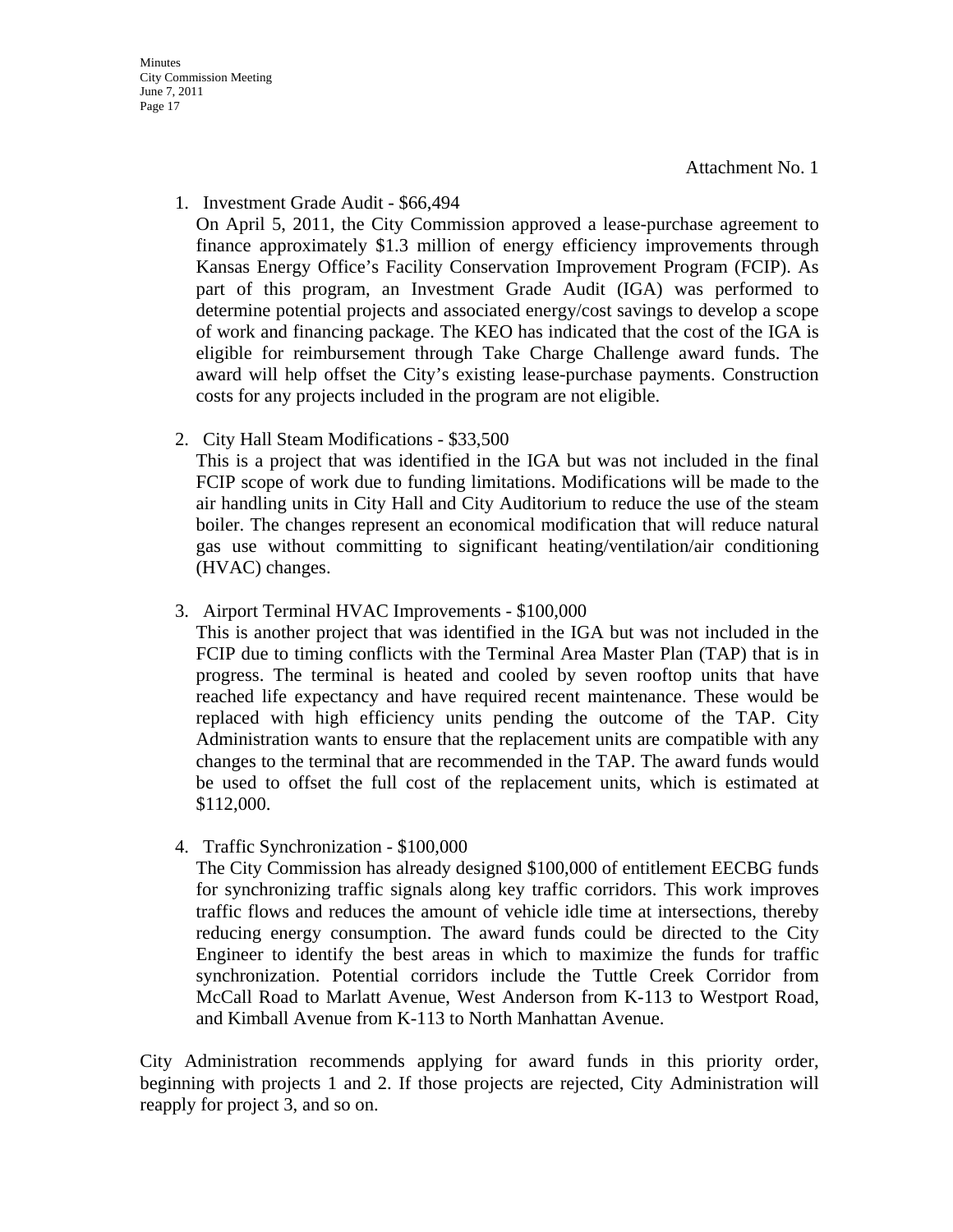Attachment No. 1

1. Investment Grade Audit - $66,494
   On April 5, 2011, the City Commission approved a lease-purchase agreement to finance approximately $1.3 million of energy efficiency improvements through Kansas Energy Office's Facility Conservation Improvement Program (FCIP). As part of this program, an Investment Grade Audit (IGA) was performed to determine potential projects and associated energy/cost savings to develop a scope of work and financing package. The KEO has indicated that the cost of the IGA is eligible for reimbursement through Take Charge Challenge award funds. The award will help offset the City's existing lease-purchase payments. Construction costs for any projects included in the program are not eligible.

2. City Hall Steam Modifications - $33,500
   This is a project that was identified in the IGA but was not included in the final FCIP scope of work due to funding limitations. Modifications will be made to the air handling units in City Hall and City Auditorium to reduce the use of the steam boiler. The changes represent an economical modification that will reduce natural gas use without committing to significant heating/ventilation/air conditioning (HVAC) changes.

3. Airport Terminal HVAC Improvements - $100,000
   This is another project that was identified in the IGA but was not included in the FCIP due to timing conflicts with the Terminal Area Master Plan (TAP) that is in progress. The terminal is heated and cooled by seven rooftop units that have reached life expectancy and have required recent maintenance. These would be replaced with high efficiency units pending the outcome of the TAP. City Administration wants to ensure that the replacement units are compatible with any changes to the terminal that are recommended in the TAP. The award funds would be used to offset the full cost of the replacement units, which is estimated at $112,000.

4. Traffic Synchronization - $100,000
   The City Commission has already designed $100,000 of entitlement EECBG funds for synchronizing traffic signals along key traffic corridors. This work improves traffic flows and reduces the amount of vehicle idle time at intersections, thereby reducing energy consumption. The award funds could be directed to the City Engineer to identify the best areas in which to maximize the funds for traffic synchronization. Potential corridors include the Tuttle Creek Corridor from McCall Road to Marlatt Avenue, West Anderson from K-113 to Westport Road, and Kimball Avenue from K-113 to North Manhattan Avenue.

City Administration recommends applying for award funds in this priority order, beginning with projects 1 and 2. If those projects are rejected, City Administration will reapply for project 3, and so on.